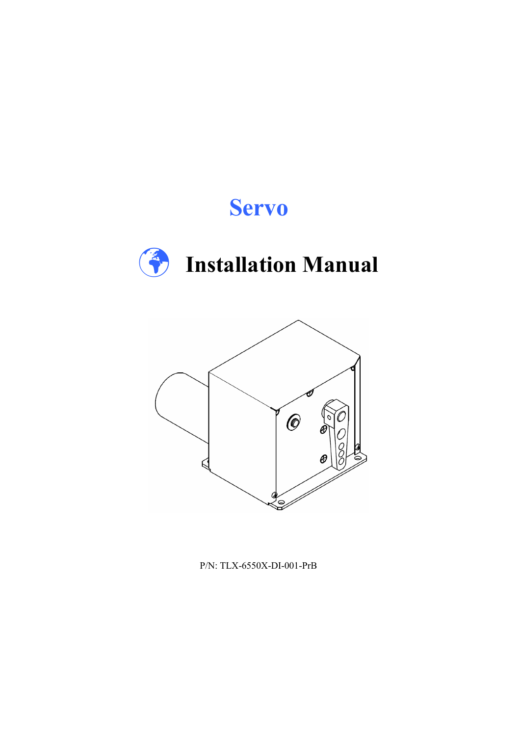# Servo

# Installation Manual

P/N: TLX-6550X-DI-001-PrB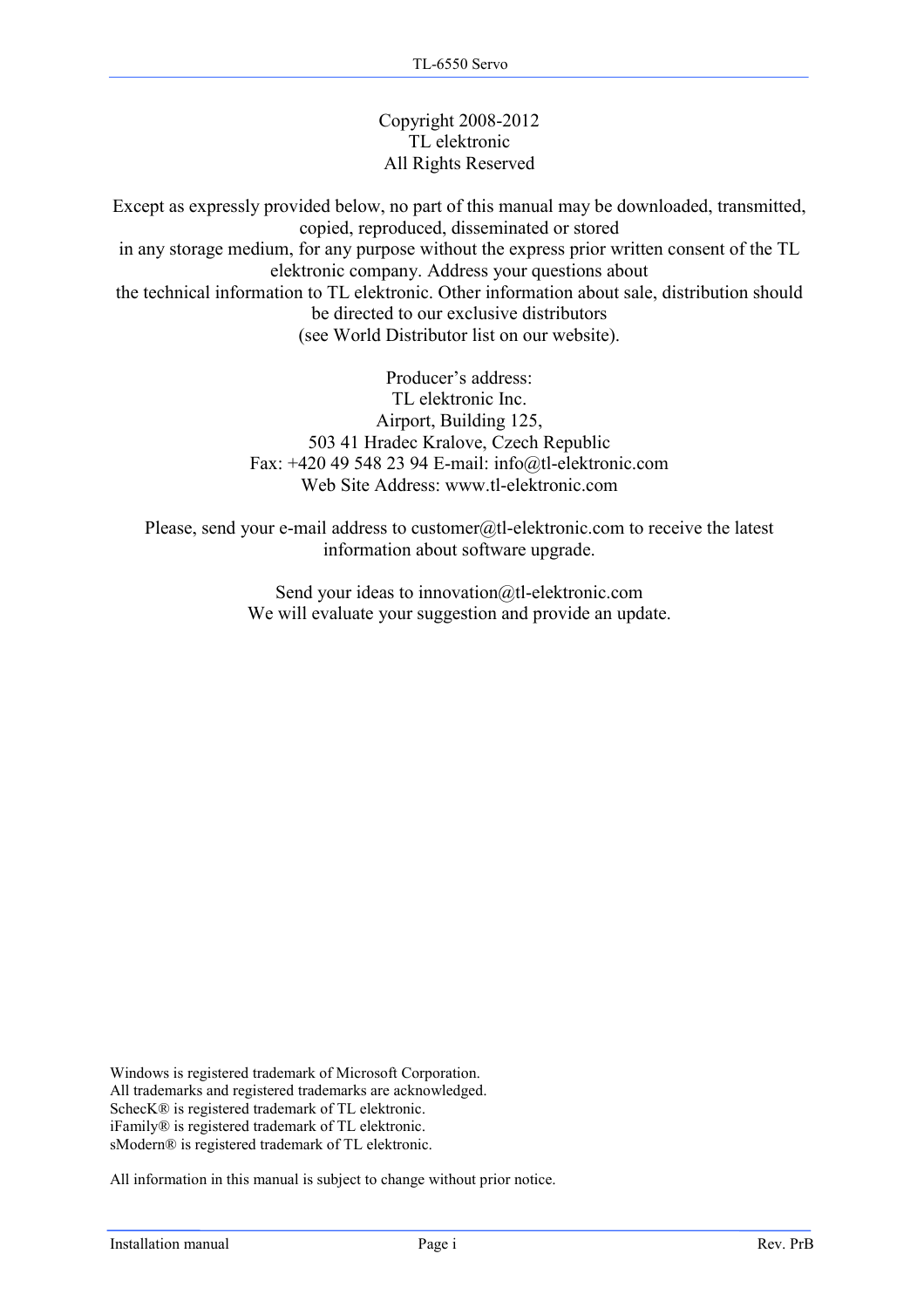Copyright 2008-2012
TL elektronic
All Rights Reserved

Except as expressly provided below, no part of this manual may be downloaded, transmitted, copied, reproduced, disseminated or stored in any storage medium, for any purpose without the express prior written consent of the TL elektronic company. Address your questions about the technical information to TL elektronic. Other information about sale, distribution should be directed to our exclusive distributors (see World Distributor list on our website).

Producer's address:
TL elektronic Inc.
Airport, Building 125,
503 41 Hradec Kralove, Czech Republic
Fax: +420 49 548 23 94 E-mail: info@tl-elektronic.com
Web Site Address: www.tl-elektronic.com

Please, send your e-mail address to customer@tl-elektronic.com to receive the latest information about software upgrade.

Send your ideas to innovation@tl-elektronic.com
We will evaluate your suggestion and provide an update.

Windows is registered trademark of Microsoft Corporation.
All trademarks and registered trademarks are acknowledged.
ScheckK® is registered trademark of TL elektronic.
iFamily® is registered trademark of TL elektronic.
sModern® is registered trademark of TL elektronic.

All information in this manual is subject to change without prior notice.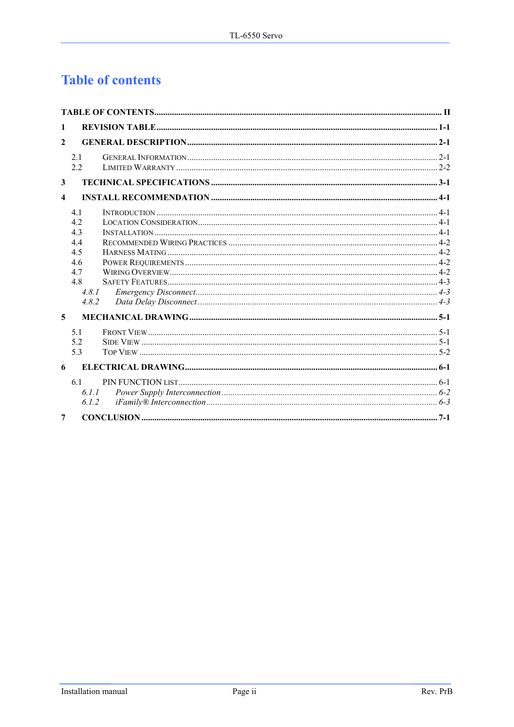# Table of contents

**TABLE OF CONTENTS** ........................................ **II**

**1 REVISION TABLE** ........................................ **1-1**

**2 GENERAL DESCRIPTION** ........................................ **2-1**

2.1 General Information ........................................ 2-1
2.2 Limited Warranty ........................................ 2-2

**3 TECHNICAL SPECIFICATIONS** ........................................ **3-1**

**4 INSTALL RECOMMENDATION** ........................................ **4-1**

4.1 Introduction ........................................ 4-1
4.2 Location Consideration ........................................ 4-1
4.3 Installation ........................................ 4-1
4.4 Recommended Wiring Practices ........................................ 4-2
4.5 Harness Mating ........................................ 4-2
4.6 Power Requirements ........................................ 4-2
4.7 Wiring Overview ........................................ 4-2
4.8 Safety Features ........................................ 4-3
*4.8.1 Emergency Disconnect* ........................................ *4-3*
*4.8.2 Data Delay Disconnect* ........................................ *4-3*

**5 MECHANICAL DRAWING** ........................................ **5-1**

5.1 Front View ........................................ 5-1
5.2 Side View ........................................ 5-1
5.3 Top View ........................................ 5-2

**6 ELECTRICAL DRAWING** ........................................ **6-1**

6.1 PIN FUNCTION LIST ........................................ 6-1
*6.1.1 Power Supply Interconnection* ........................................ *6-2*
*6.1.2 iFamily® Interconnection* ........................................ *6-3*

**7 CONCLUSION** ........................................ **7-1**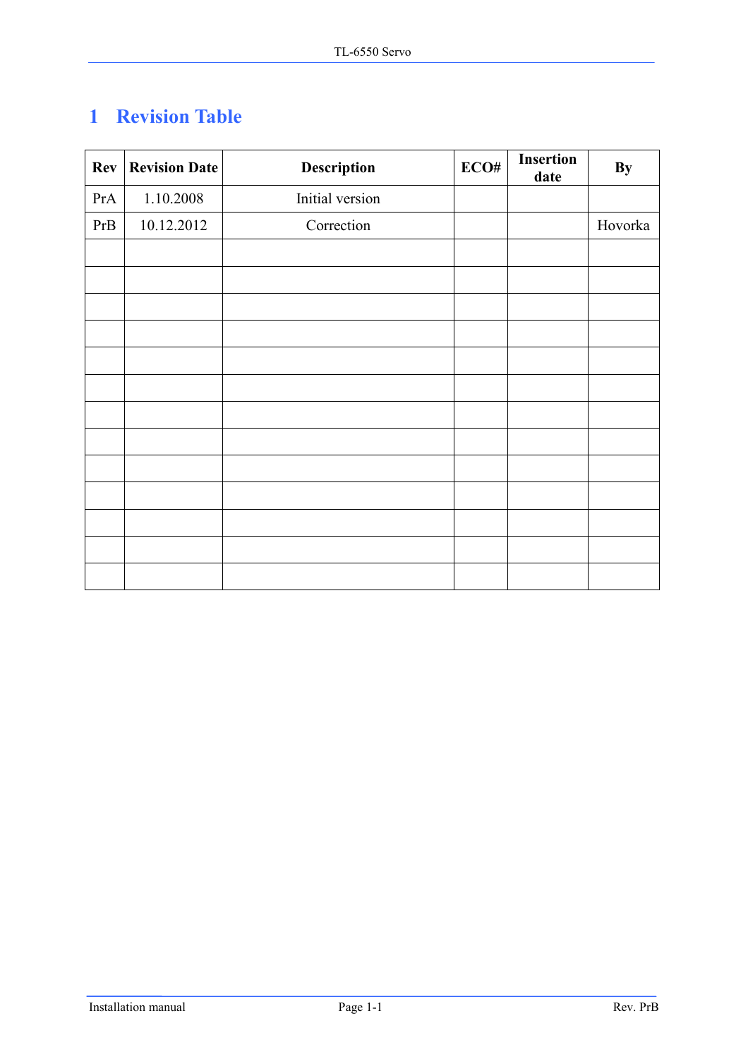# 1 Revision Table

| Rev | Revision Date | Description | ECO# | Insertion date | By |
|---|---|---|---|---|---|
| PrA | 1.10.2008 | Initial version | | | |
| PrB | 10.12.2012 | Correction | | | Hovorka |
| | | | | | |
| | | | | | |
| | | | | | |
| | | | | | |
| | | | | | |
| | | | | | |
| | | | | | |
| | | | | | |
| | | | | | |
| | | | | | |
| | | | | | |
| | | | | | |
| | | | | | |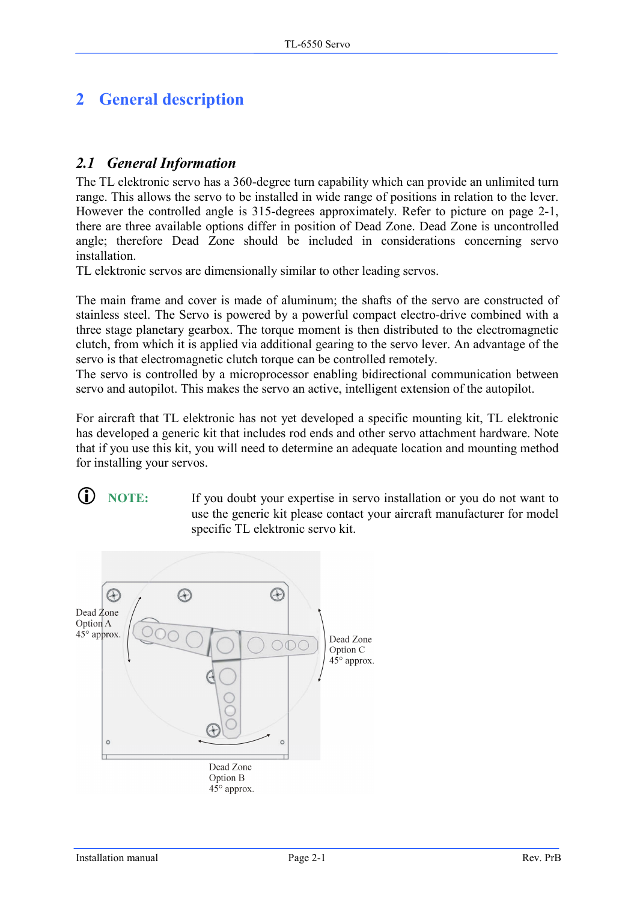# 2 General description

## *2.1 General Information*

The TL elektronic servo has a 360-degree turn capability which can provide an unlimited turn range. This allows the servo to be installed in wide range of positions in relation to the lever. However the controlled angle is 315-degrees approximately. Refer to picture on page 2-1, there are three available options differ in position of Dead Zone. Dead Zone is uncontrolled angle; therefore Dead Zone should be included in considerations concerning servo installation.
TL elektronic servos are dimensionally similar to other leading servos.

The main frame and cover is made of aluminum; the shafts of the servo are constructed of stainless steel. The Servo is powered by a powerful compact electro-drive combined with a three stage planetary gearbox. The torque moment is then distributed to the electromagnetic clutch, from which it is applied via additional gearing to the servo lever. An advantage of the servo is that electromagnetic clutch torque can be controlled remotely.
The servo is controlled by a microprocessor enabling bidirectional communication between servo and autopilot. This makes the servo an active, intelligent extension of the autopilot.

For aircraft that TL elektronic has not yet developed a specific mounting kit, TL elektronic has developed a generic kit that includes rod ends and other servo attachment hardware. Note that if you use this kit, you will need to determine an adequate location and mounting method for installing your servos.

**NOTE:** If you doubt your expertise in servo installation or you do not want to use the generic kit please contact your aircraft manufacturer for model specific TL elektronic servo kit.

Dead Zone Option A 45° approx.

Dead Zone Option C 45° approx.

Dead Zone Option B 45° approx.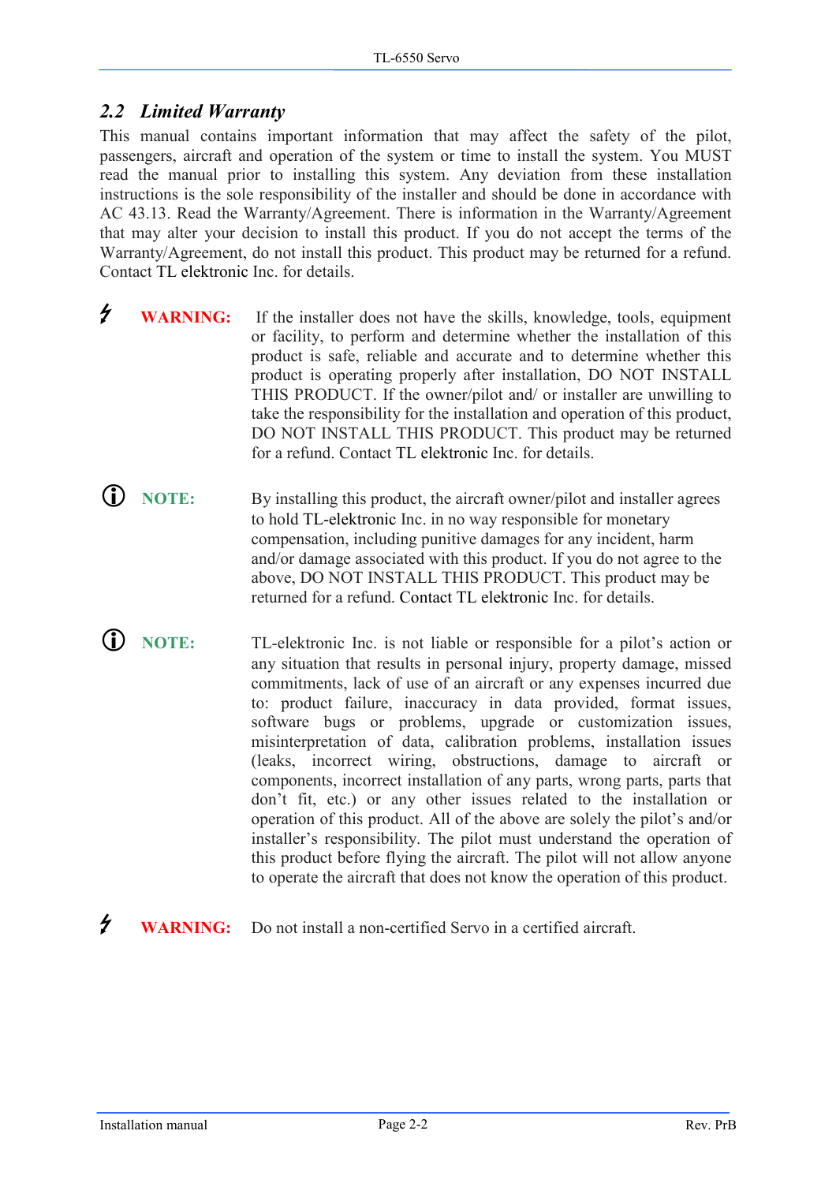## 2.2 *Limited Warranty*

This manual contains important information that may affect the safety of the pilot, passengers, aircraft and operation of the system or time to install the system. You MUST read the manual prior to installing this system. Any deviation from these installation instructions is the sole responsibility of the installer and should be done in accordance with AC 43.13. Read the Warranty/Agreement. There is information in the Warranty/Agreement that may alter your decision to install this product. If you do not accept the terms of the Warranty/Agreement, do not install this product. This product may be returned for a refund. Contact TL elektronic Inc. for details.

**WARNING:** If the installer does not have the skills, knowledge, tools, equipment or facility, to perform and determine whether the installation of this product is safe, reliable and accurate and to determine whether this product is operating properly after installation, DO NOT INSTALL THIS PRODUCT. If the owner/pilot and/ or installer are unwilling to take the responsibility for the installation and operation of this product, DO NOT INSTALL THIS PRODUCT. This product may be returned for a refund. Contact TL elektronic Inc. for details.

**NOTE:** By installing this product, the aircraft owner/pilot and installer agrees to hold TL-elektronic Inc. in no way responsible for monetary compensation, including punitive damages for any incident, harm and/or damage associated with this product. If you do not agree to the above, DO NOT INSTALL THIS PRODUCT. This product may be returned for a refund. Contact TL elektronic Inc. for details.

**NOTE:** TL-elektronic Inc. is not liable or responsible for a pilot's action or any situation that results in personal injury, property damage, missed commitments, lack of use of an aircraft or any expenses incurred due to: product failure, inaccuracy in data provided, format issues, software bugs or problems, upgrade or customization issues, misinterpretation of data, calibration problems, installation issues (leaks, incorrect wiring, obstructions, damage to aircraft or components, incorrect installation of any parts, wrong parts, parts that don't fit, etc.) or any other issues related to the installation or operation of this product. All of the above are solely the pilot's and/or installer's responsibility. The pilot must understand the operation of this product before flying the aircraft. The pilot will not allow anyone to operate the aircraft that does not know the operation of this product.

**WARNING:** Do not install a non-certified Servo in a certified aircraft.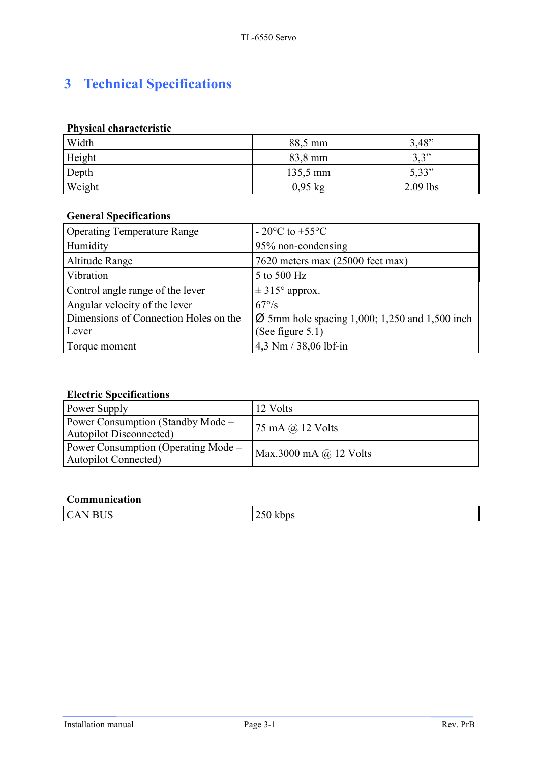# 3 Technical Specifications

**Physical characteristic**

| | | |
|---|---|---|
| Width | 88,5 mm | 3,48" |
| Height | 83,8 mm | 3,3" |
| Depth | 135,5 mm | 5,33" |
| Weight | 0,95 kg | 2.09 lbs |

**General Specifications**

| | |
|---|---|
| Operating Temperature Range | - 20°C to +55°C |
| Humidity | 95% non-condensing |
| Altitude Range | 7620 meters max (25000 feet max) |
| Vibration | 5 to 500 Hz |
| Control angle range of the lever | ± 315° approx. |
| Angular velocity of the lever | 67°/s |
| Dimensions of Connection Holes on the Lever | Ø 5mm hole spacing 1,000; 1,250 and 1,500 inch (See figure 5.1) |
| Torque moment | 4,3 Nm / 38,06 lbf-in |

**Electric Specifications**

| | |
|---|---|
| Power Supply | 12 Volts |
| Power Consumption (Standby Mode – Autopilot Disconnected) | 75 mA @ 12 Volts |
| Power Consumption (Operating Mode – Autopilot Connected) | Max.3000 mA @ 12 Volts |

**Communication**

| | |
|---|---|
| CAN BUS | 250 kbps |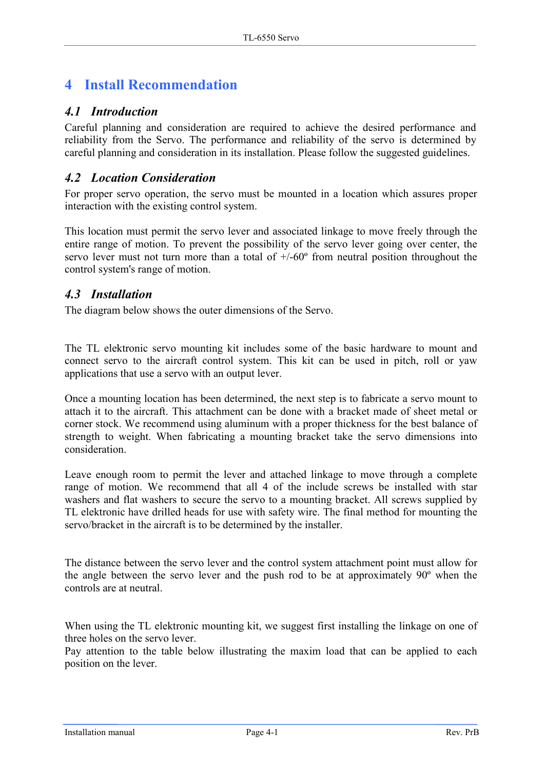# 4 Install Recommendation

## 4.1 Introduction

Careful planning and consideration are required to achieve the desired performance and reliability from the Servo. The performance and reliability of the servo is determined by careful planning and consideration in its installation. Please follow the suggested guidelines.

## 4.2 Location Consideration

For proper servo operation, the servo must be mounted in a location which assures proper interaction with the existing control system.

This location must permit the servo lever and associated linkage to move freely through the entire range of motion. To prevent the possibility of the servo lever going over center, the servo lever must not turn more than a total of +/-60º from neutral position throughout the control system's range of motion.

## 4.3 Installation

The diagram below shows the outer dimensions of the Servo.

The TL elektronic servo mounting kit includes some of the basic hardware to mount and connect servo to the aircraft control system. This kit can be used in pitch, roll or yaw applications that use a servo with an output lever.

Once a mounting location has been determined, the next step is to fabricate a servo mount to attach it to the aircraft. This attachment can be done with a bracket made of sheet metal or corner stock. We recommend using aluminum with a proper thickness for the best balance of strength to weight. When fabricating a mounting bracket take the servo dimensions into consideration.

Leave enough room to permit the lever and attached linkage to move through a complete range of motion. We recommend that all 4 of the include screws be installed with star washers and flat washers to secure the servo to a mounting bracket. All screws supplied by TL elektronic have drilled heads for use with safety wire. The final method for mounting the servo/bracket in the aircraft is to be determined by the installer.

The distance between the servo lever and the control system attachment point must allow for the angle between the servo lever and the push rod to be at approximately 90º when the controls are at neutral.

When using the TL elektronic mounting kit, we suggest first installing the linkage on one of three holes on the servo lever.
Pay attention to the table below illustrating the maxim load that can be applied to each position on the lever.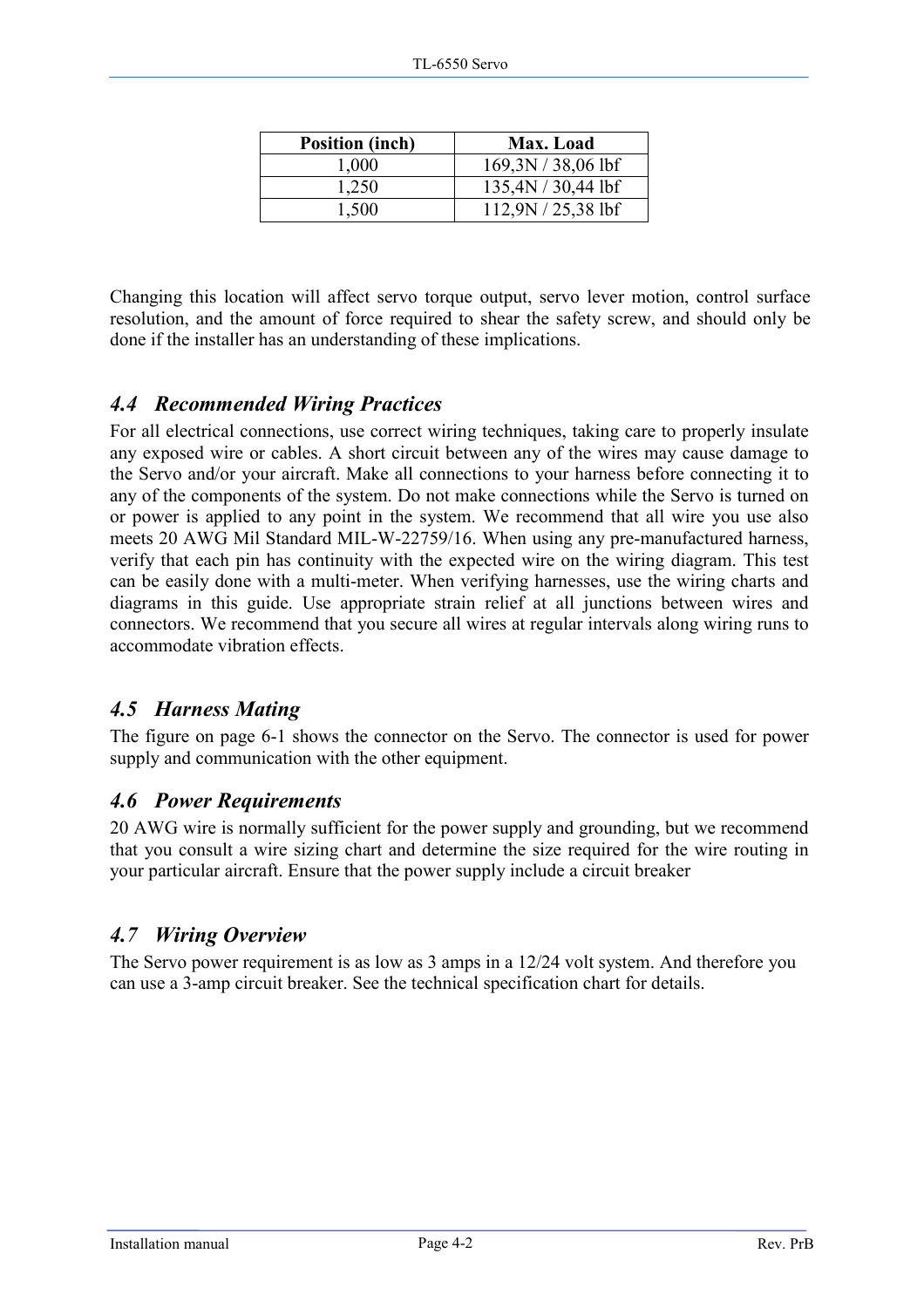| Position (inch) | Max. Load |
|---|---|
| 1,000 | 169,3N / 38,06 lbf |
| 1,250 | 135,4N / 30,44 lbf |
| 1,500 | 112,9N / 25,38 lbf |

Changing this location will affect servo torque output, servo lever motion, control surface resolution, and the amount of force required to shear the safety screw, and should only be done if the installer has an understanding of these implications.

## *4.4 Recommended Wiring Practices*

For all electrical connections, use correct wiring techniques, taking care to properly insulate any exposed wire or cables. A short circuit between any of the wires may cause damage to the Servo and/or your aircraft. Make all connections to your harness before connecting it to any of the components of the system. Do not make connections while the Servo is turned on or power is applied to any point in the system. We recommend that all wire you use also meets 20 AWG Mil Standard MIL-W-22759/16. When using any pre-manufactured harness, verify that each pin has continuity with the expected wire on the wiring diagram. This test can be easily done with a multi-meter. When verifying harnesses, use the wiring charts and diagrams in this guide. Use appropriate strain relief at all junctions between wires and connectors. We recommend that you secure all wires at regular intervals along wiring runs to accommodate vibration effects.

## *4.5 Harness Mating*

The figure on page 6-1 shows the connector on the Servo. The connector is used for power supply and communication with the other equipment.

## *4.6 Power Requirements*

20 AWG wire is normally sufficient for the power supply and grounding, but we recommend that you consult a wire sizing chart and determine the size required for the wire routing in your particular aircraft. Ensure that the power supply include a circuit breaker

## *4.7 Wiring Overview*

The Servo power requirement is as low as 3 amps in a 12/24 volt system. And therefore you can use a 3-amp circuit breaker. See the technical specification chart for details.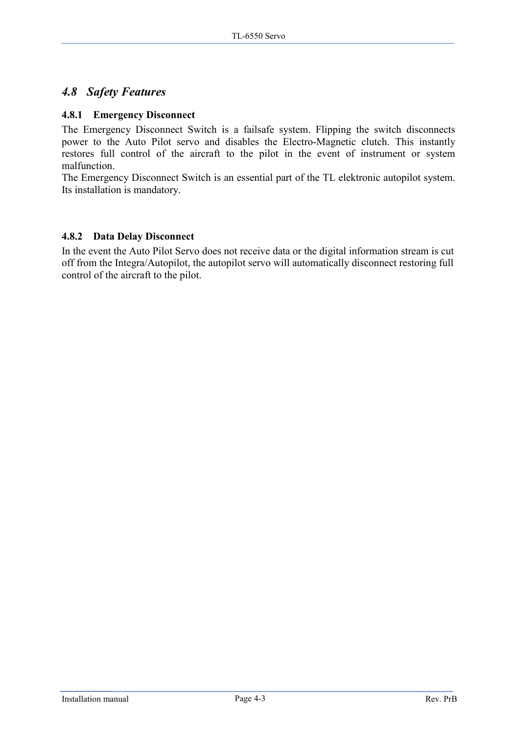## *4.8 Safety Features*

### 4.8.1 Emergency Disconnect

The Emergency Disconnect Switch is a failsafe system. Flipping the switch disconnects power to the Auto Pilot servo and disables the Electro-Magnetic clutch. This instantly restores full control of the aircraft to the pilot in the event of instrument or system malfunction.
The Emergency Disconnect Switch is an essential part of the TL elektronic autopilot system. Its installation is mandatory.

### 4.8.2 Data Delay Disconnect

In the event the Auto Pilot Servo does not receive data or the digital information stream is cut off from the Integra/Autopilot, the autopilot servo will automatically disconnect restoring full control of the aircraft to the pilot.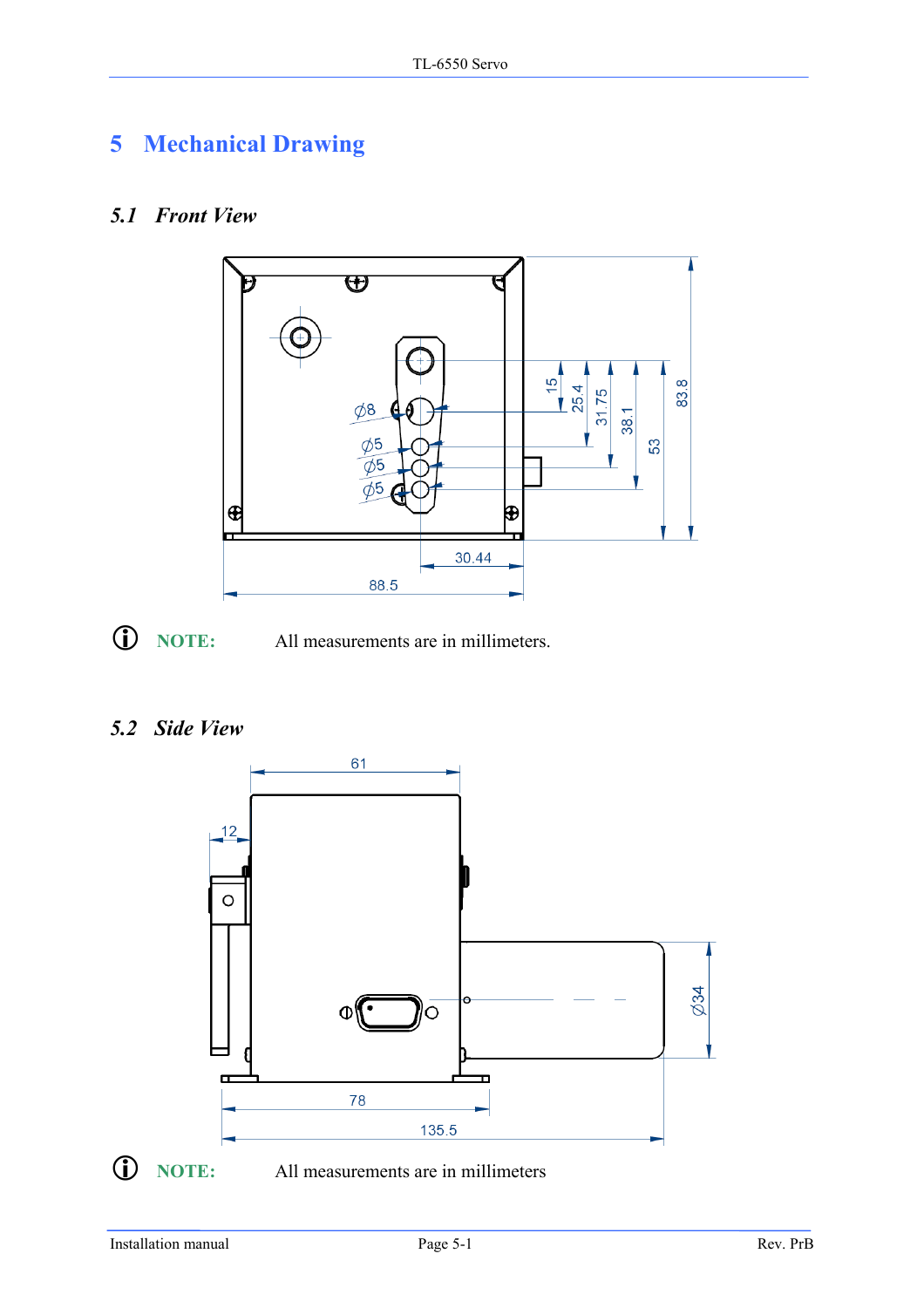# 5 Mechanical Drawing

## 5.1 Front View

NOTE: All measurements are in millimeters.

## 5.2 Side View

NOTE: All measurements are in millimeters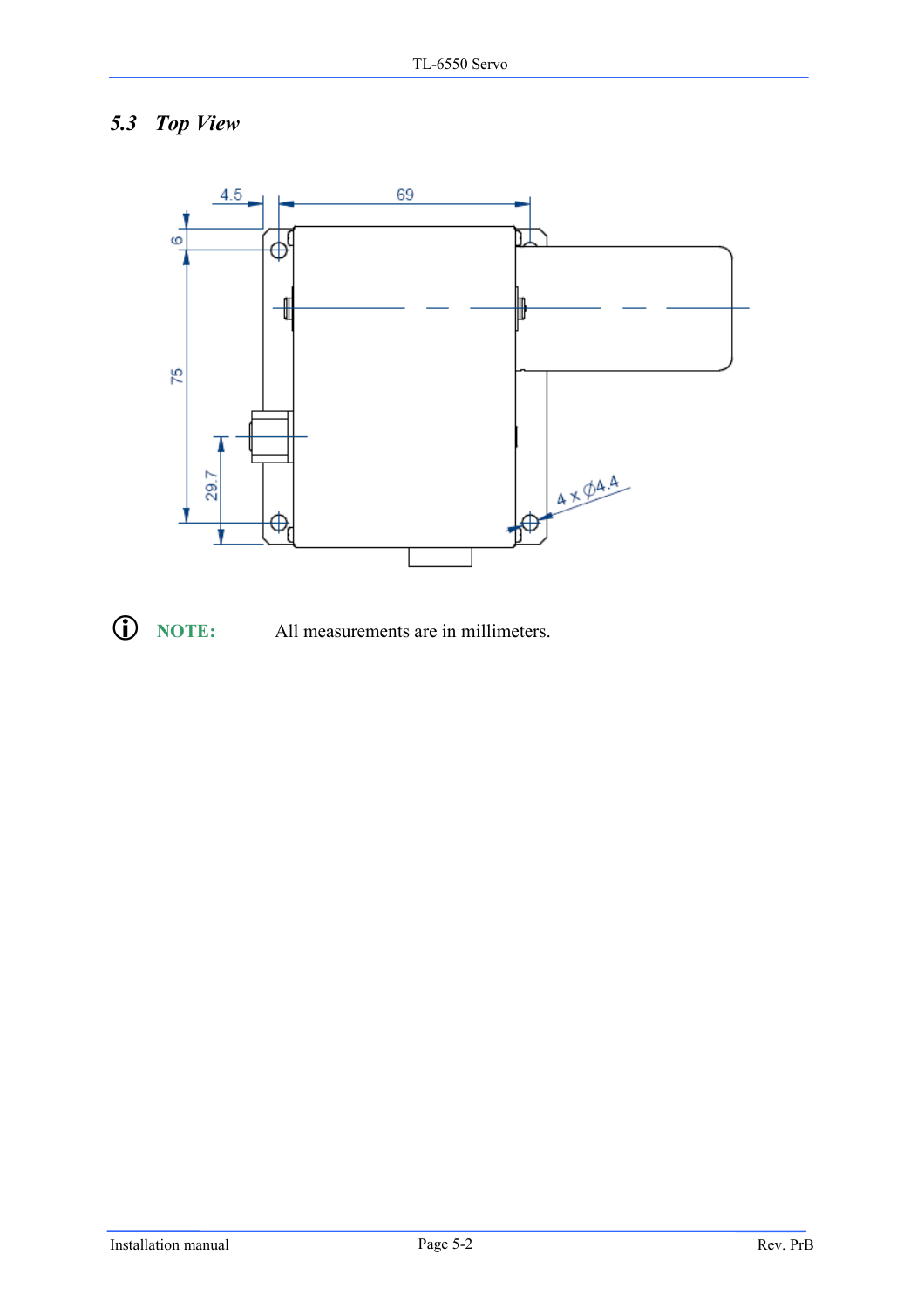## 5.3 Top View

**NOTE:** All measurements are in millimeters.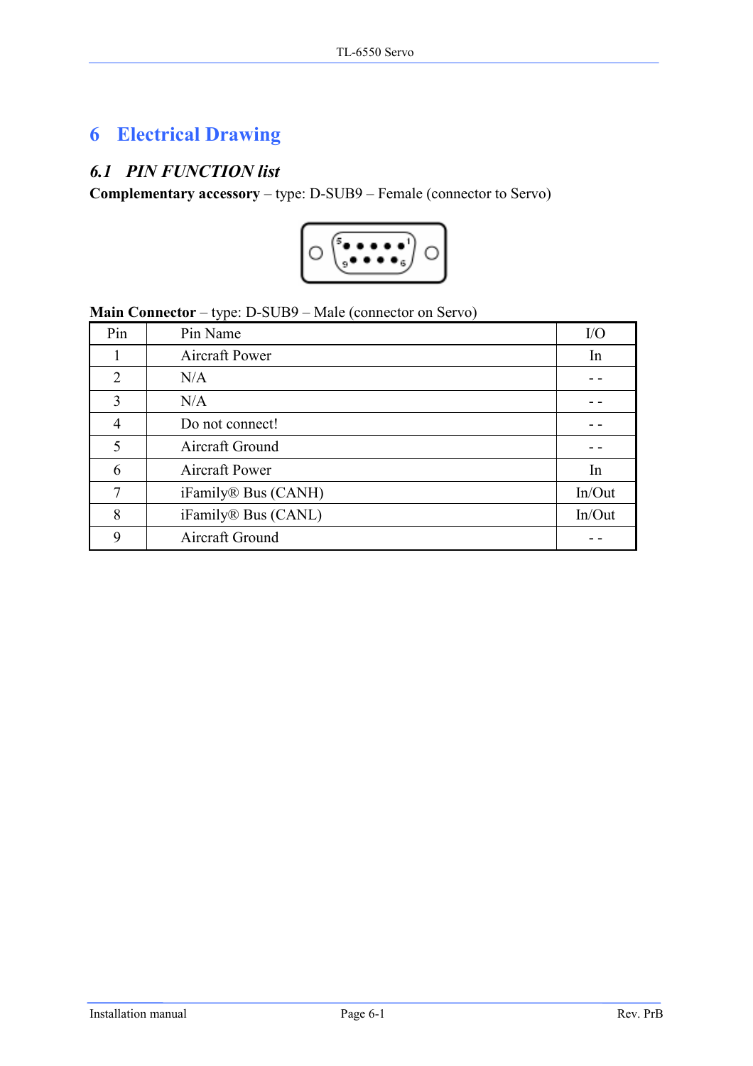# 6 Electrical Drawing

## 6.1 PIN FUNCTION list

**Complementary accessory** – type: D-SUB9 – Female (connector to Servo)

**Main Connector** – type: D-SUB9 – Male (connector on Servo)

| Pin | Pin Name | I/O |
|---|---|---|
| 1 | Aircraft Power | In |
| 2 | N/A | - - |
| 3 | N/A | - - |
| 4 | Do not connect! | - - |
| 5 | Aircraft Ground | - - |
| 6 | Aircraft Power | In |
| 7 | iFamily® Bus (CANH) | In/Out |
| 8 | iFamily® Bus (CANL) | In/Out |
| 9 | Aircraft Ground | - - |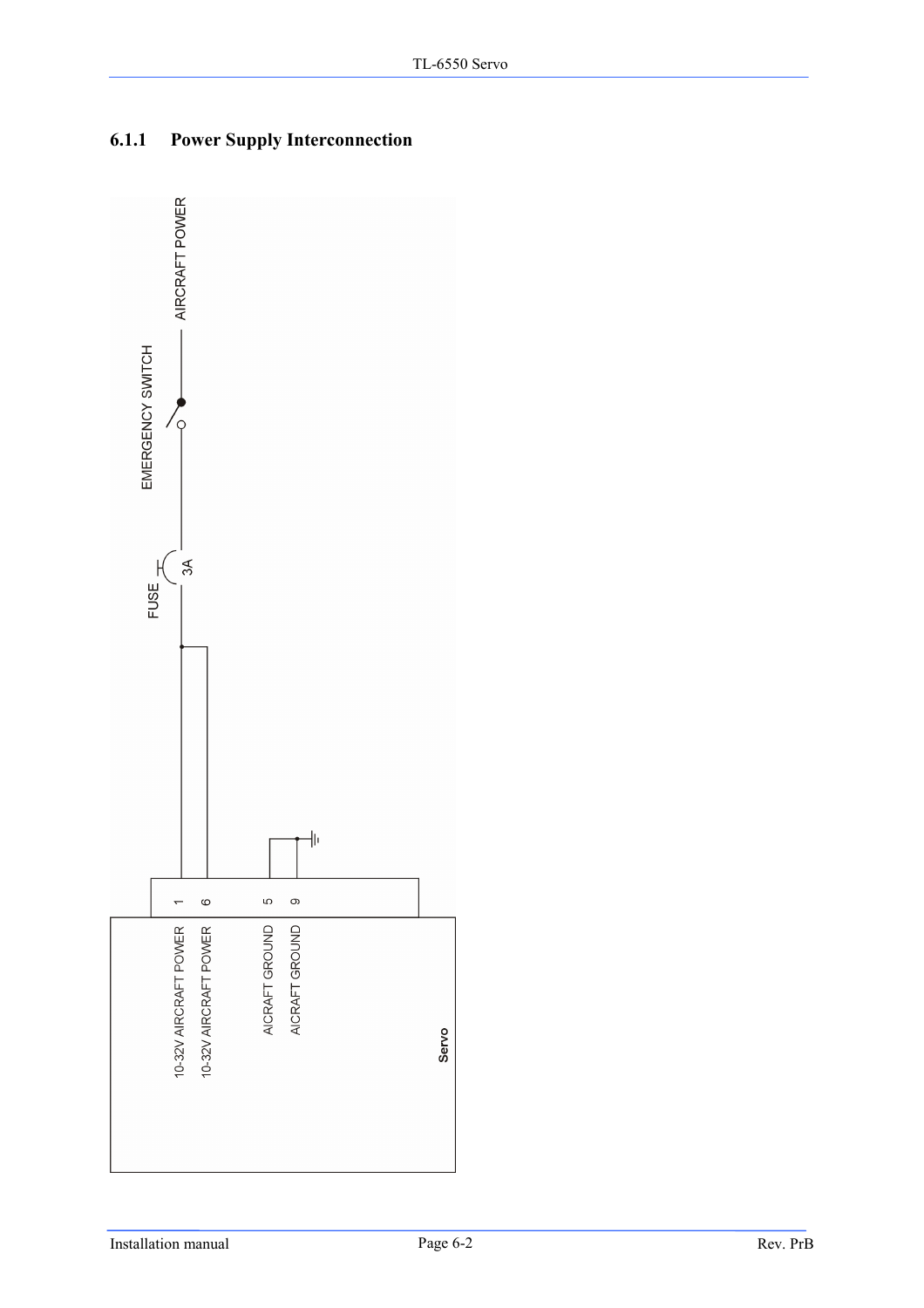### 6.1.1 Power Supply Interconnection

AIRCRAFT POWER

EMERGENCY SWITCH

FUSE

3A

| Pin | Signal |
|---|---|
| 1 | 10-32V AIRCRAFT POWER |
| 6 | 10-32V AIRCRAFT POWER |
| 5 | AICRAFT GROUND |
| 9 | AICRAFT GROUND |

Servo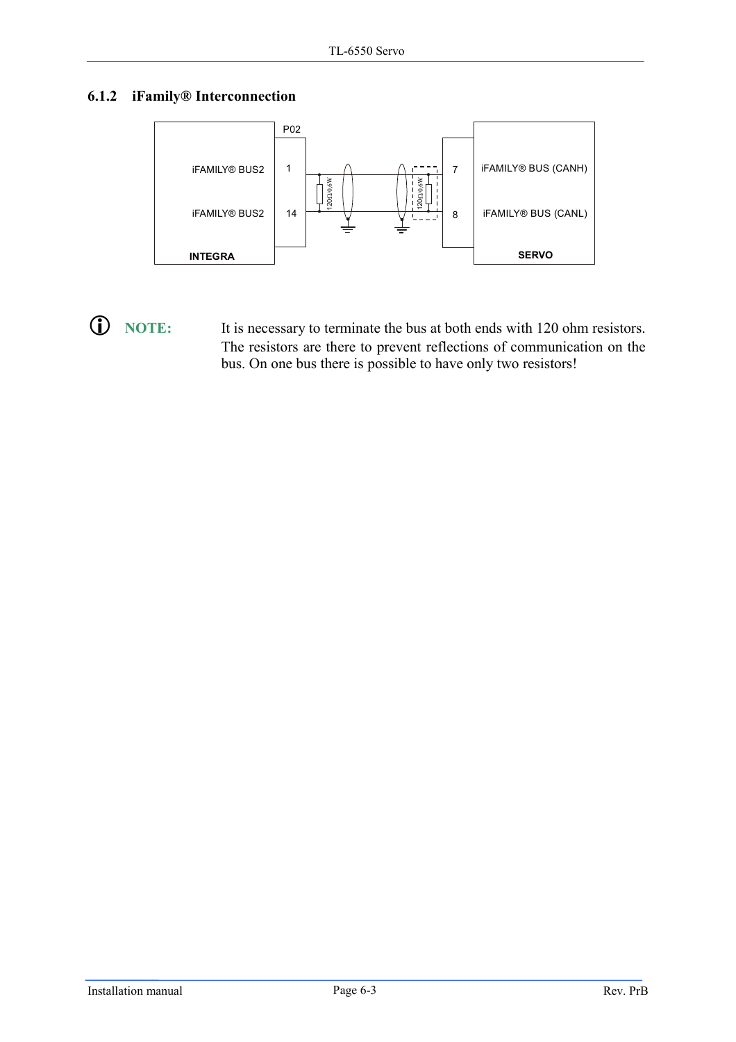### 6.1.2 iFamily® Interconnection

INTEGRA

iFAMILY® BUS2 — P02 pin 1

iFAMILY® BUS2 — P02 pin 14

120Ω/0,6W

SERVO

7 — iFAMILY® BUS (CANH)

8 — iFAMILY® BUS (CANL)

**NOTE:** It is necessary to terminate the bus at both ends with 120 ohm resistors. The resistors are there to prevent reflections of communication on the bus. On one bus there is possible to have only two resistors!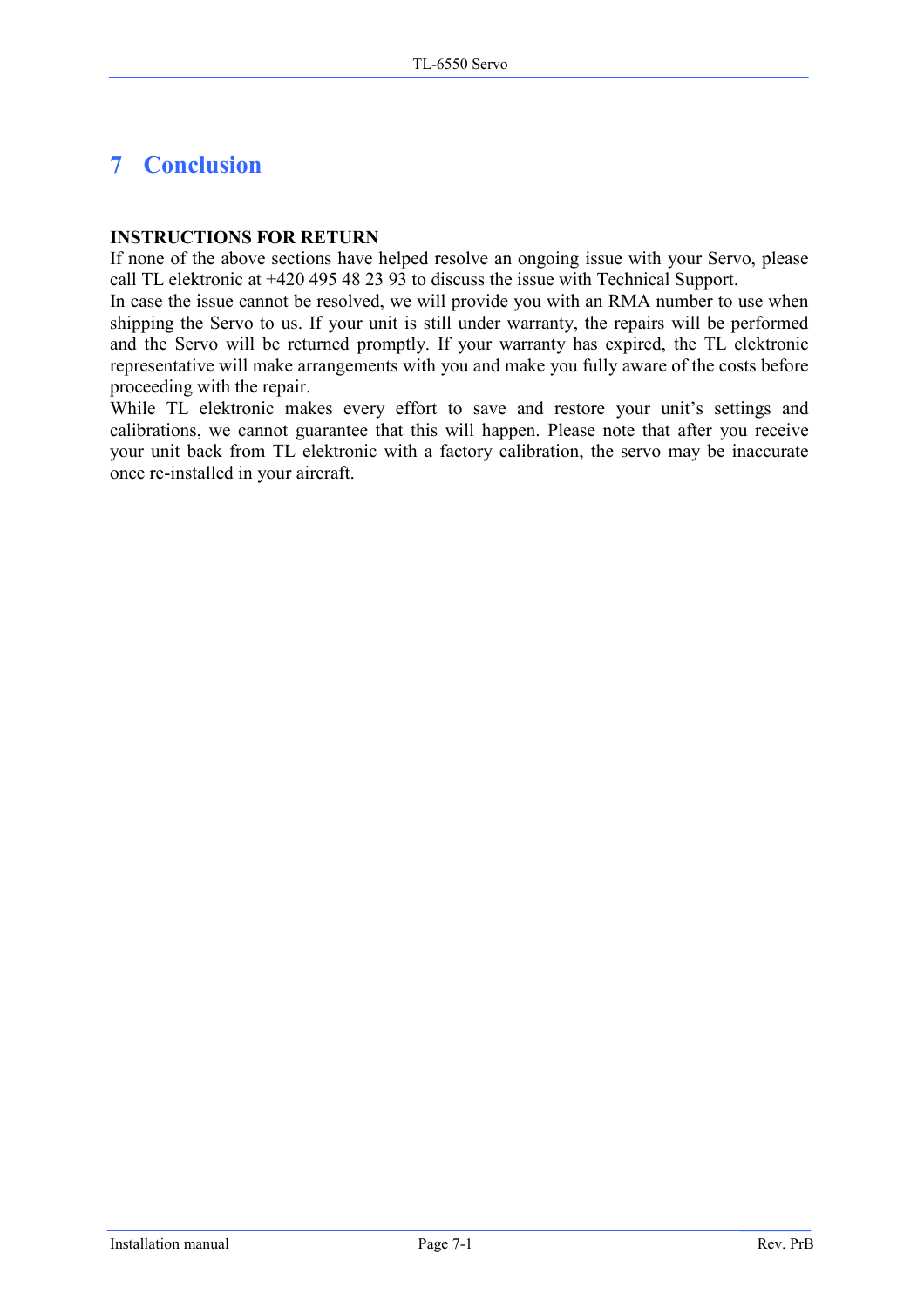# 7 Conclusion

**INSTRUCTIONS FOR RETURN**

If none of the above sections have helped resolve an ongoing issue with your Servo, please call TL elektronic at +420 495 48 23 93 to discuss the issue with Technical Support.

In case the issue cannot be resolved, we will provide you with an RMA number to use when shipping the Servo to us. If your unit is still under warranty, the repairs will be performed and the Servo will be returned promptly. If your warranty has expired, the TL elektronic representative will make arrangements with you and make you fully aware of the costs before proceeding with the repair.

While TL elektronic makes every effort to save and restore your unit's settings and calibrations, we cannot guarantee that this will happen. Please note that after you receive your unit back from TL elektronic with a factory calibration, the servo may be inaccurate once re-installed in your aircraft.